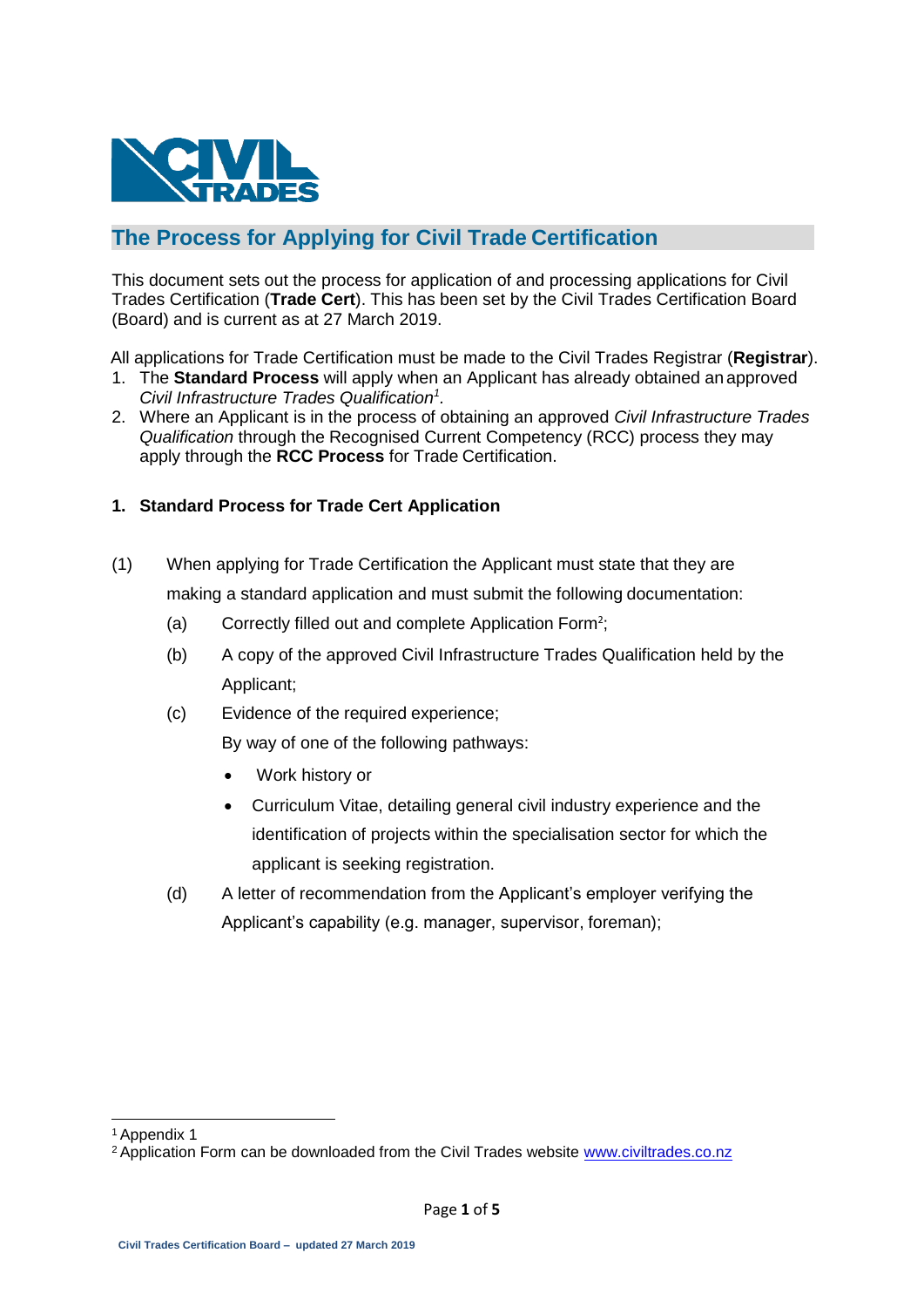# The Process for Applying for Civil Trade Certification

This document sets out the process for application of and processing applications for Civil Trades Certification (**Trade Cert**). This has been set by the Civil Trades Certification Board (Board) and is current as at 27 March 2019.

All applications for Trade Certification must be made to the Civil Trades Registrar (**Registrar**).

1. The **Standard Process** will apply when an Applicant has already obtained an approved *Civil Infrastructure Trades Qualification*[1].
2. Where an Applicant is in the process of obtaining an approved *Civil Infrastructure Trades Qualification* through the Recognised Current Competency (RCC) process they may apply through the **RCC Process** for Trade Certification.

## 1. Standard Process for Trade Cert Application

(1) When applying for Trade Certification the Applicant must state that they are making a standard application and must submit the following documentation:

  (a) Correctly filled out and complete Application Form[2];

  (b) A copy of the approved Civil Infrastructure Trades Qualification held by the Applicant;

  (c) Evidence of the required experience;
  By way of one of the following pathways:
  - Work history or
  - Curriculum Vitae, detailing general civil industry experience and the identification of projects within the specialisation sector for which the applicant is seeking registration.

  (d) A letter of recommendation from the Applicant's employer verifying the Applicant's capability (e.g. manager, supervisor, foreman);

---

[1] Appendix 1

[2] Application Form can be downloaded from the Civil Trades website www.civiltrades.co.nz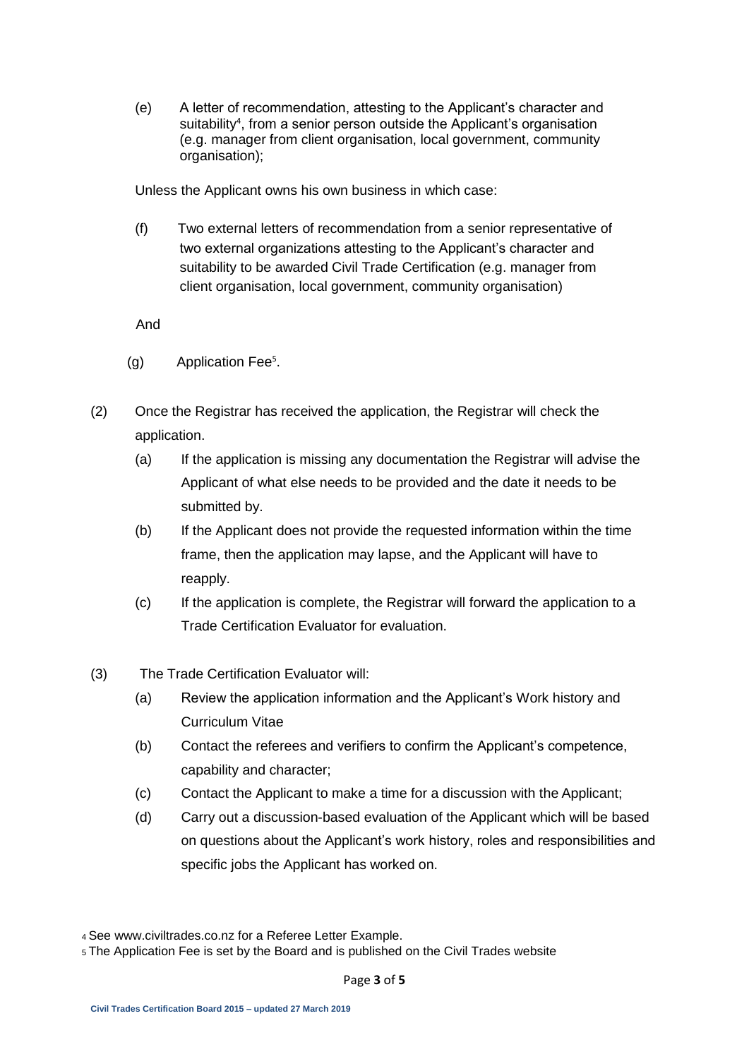(e) A letter of recommendation, attesting to the Applicant's character and suitability[4], from a senior person outside the Applicant's organisation (e.g. manager from client organisation, local government, community organisation);

Unless the Applicant owns his own business in which case:

(f) Two external letters of recommendation from a senior representative of two external organizations attesting to the Applicant's character and suitability to be awarded Civil Trade Certification (e.g. manager from client organisation, local government, community organisation)

And

(g) Application Fee[5].

(2) Once the Registrar has received the application, the Registrar will check the application.

- (a) If the application is missing any documentation the Registrar will advise the Applicant of what else needs to be provided and the date it needs to be submitted by.
- (b) If the Applicant does not provide the requested information within the time frame, then the application may lapse, and the Applicant will have to reapply.
- (c) If the application is complete, the Registrar will forward the application to a Trade Certification Evaluator for evaluation.

(3) The Trade Certification Evaluator will:

- (a) Review the application information and the Applicant's Work history and Curriculum Vitae
- (b) Contact the referees and verifiers to confirm the Applicant's competence, capability and character;
- (c) Contact the Applicant to make a time for a discussion with the Applicant;
- (d) Carry out a discussion-based evaluation of the Applicant which will be based on questions about the Applicant's work history, roles and responsibilities and specific jobs the Applicant has worked on.

[4] See www.civiltrades.co.nz for a Referee Letter Example.

[5] The Application Fee is set by the Board and is published on the Civil Trades website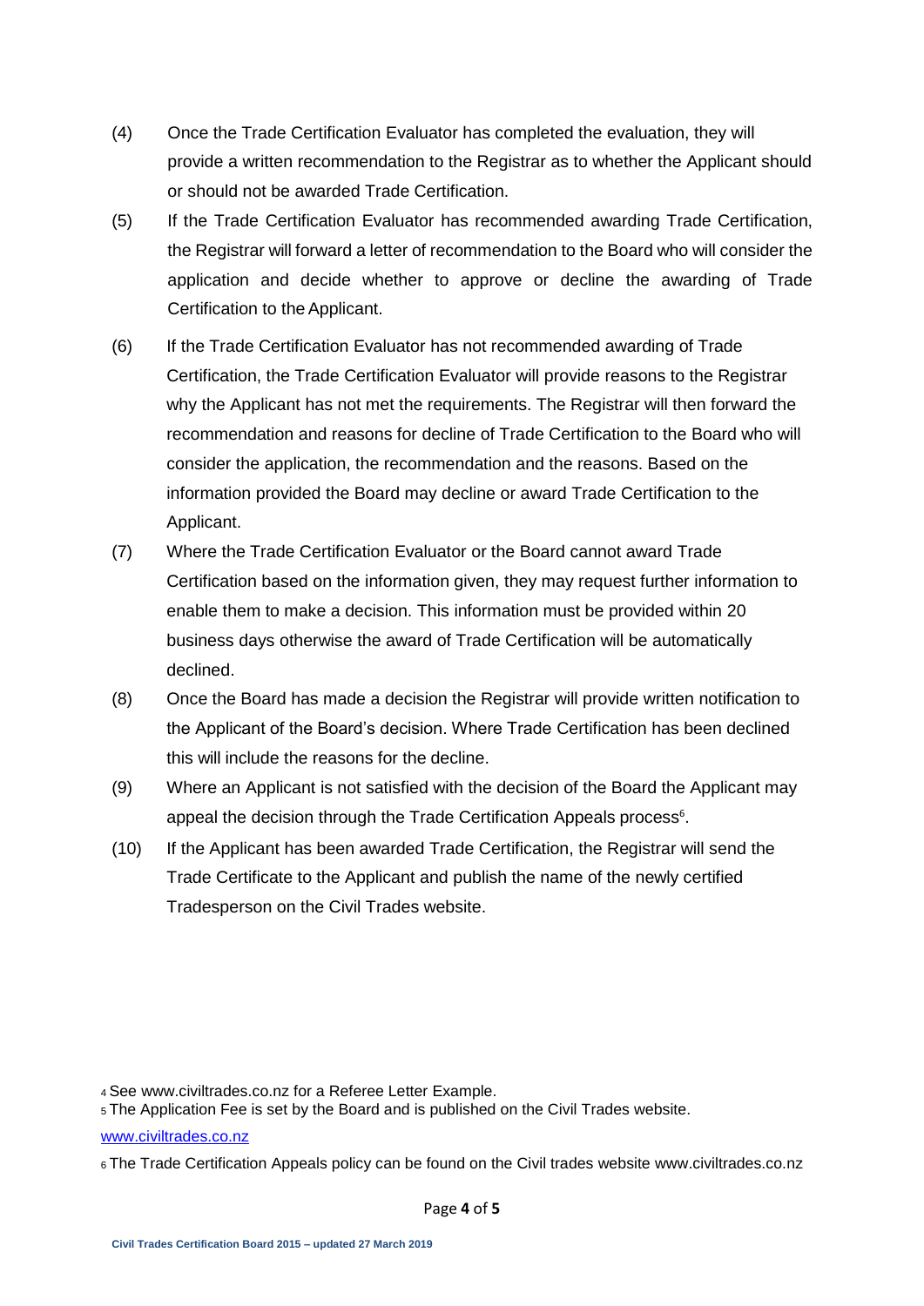(4) Once the Trade Certification Evaluator has completed the evaluation, they will provide a written recommendation to the Registrar as to whether the Applicant should or should not be awarded Trade Certification.

(5) If the Trade Certification Evaluator has recommended awarding Trade Certification, the Registrar will forward a letter of recommendation to the Board who will consider the application and decide whether to approve or decline the awarding of Trade Certification to the Applicant.

(6) If the Trade Certification Evaluator has not recommended awarding of Trade Certification, the Trade Certification Evaluator will provide reasons to the Registrar why the Applicant has not met the requirements. The Registrar will then forward the recommendation and reasons for decline of Trade Certification to the Board who will consider the application, the recommendation and the reasons. Based on the information provided the Board may decline or award Trade Certification to the Applicant.

(7) Where the Trade Certification Evaluator or the Board cannot award Trade Certification based on the information given, they may request further information to enable them to make a decision. This information must be provided within 20 business days otherwise the award of Trade Certification will be automatically declined.

(8) Once the Board has made a decision the Registrar will provide written notification to the Applicant of the Board's decision. Where Trade Certification has been declined this will include the reasons for the decline.

(9) Where an Applicant is not satisfied with the decision of the Board the Applicant may appeal the decision through the Trade Certification Appeals process[6].

(10) If the Applicant has been awarded Trade Certification, the Registrar will send the Trade Certificate to the Applicant and publish the name of the newly certified Tradesperson on the Civil Trades website.

[4] See www.civiltrades.co.nz for a Referee Letter Example.

[5] The Application Fee is set by the Board and is published on the Civil Trades website. www.civiltrades.co.nz

[6] The Trade Certification Appeals policy can be found on the Civil trades website www.civiltrades.co.nz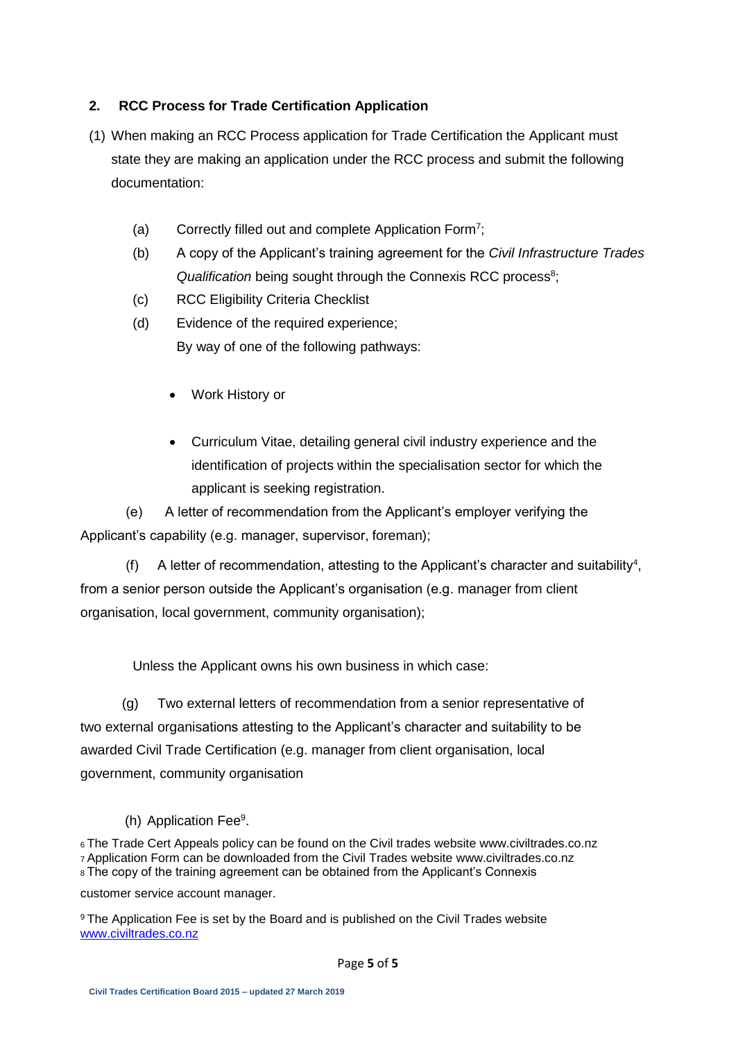## 2. RCC Process for Trade Certification Application

(1) When making an RCC Process application for Trade Certification the Applicant must state they are making an application under the RCC process and submit the following documentation:

(a) Correctly filled out and complete Application Form[7];

(b) A copy of the Applicant's training agreement for the *Civil Infrastructure Trades Qualification* being sought through the Connexis RCC process[8];

(c) RCC Eligibility Criteria Checklist

(d) Evidence of the required experience;
By way of one of the following pathways:

- Work History or
- Curriculum Vitae, detailing general civil industry experience and the identification of projects within the specialisation sector for which the applicant is seeking registration.

(e) A letter of recommendation from the Applicant's employer verifying the Applicant's capability (e.g. manager, supervisor, foreman);

(f) A letter of recommendation, attesting to the Applicant's character and suitability[4], from a senior person outside the Applicant's organisation (e.g. manager from client organisation, local government, community organisation);

Unless the Applicant owns his own business in which case:

(g) Two external letters of recommendation from a senior representative of two external organisations attesting to the Applicant's character and suitability to be awarded Civil Trade Certification (e.g. manager from client organisation, local government, community organisation

(h) Application Fee[9].

[6] The Trade Cert Appeals policy can be found on the Civil trades website www.civiltrades.co.nz
[7] Application Form can be downloaded from the Civil Trades website www.civiltrades.co.nz
[8] The copy of the training agreement can be obtained from the Applicant's Connexis customer service account manager.

[9] The Application Fee is set by the Board and is published on the Civil Trades website www.civiltrades.co.nz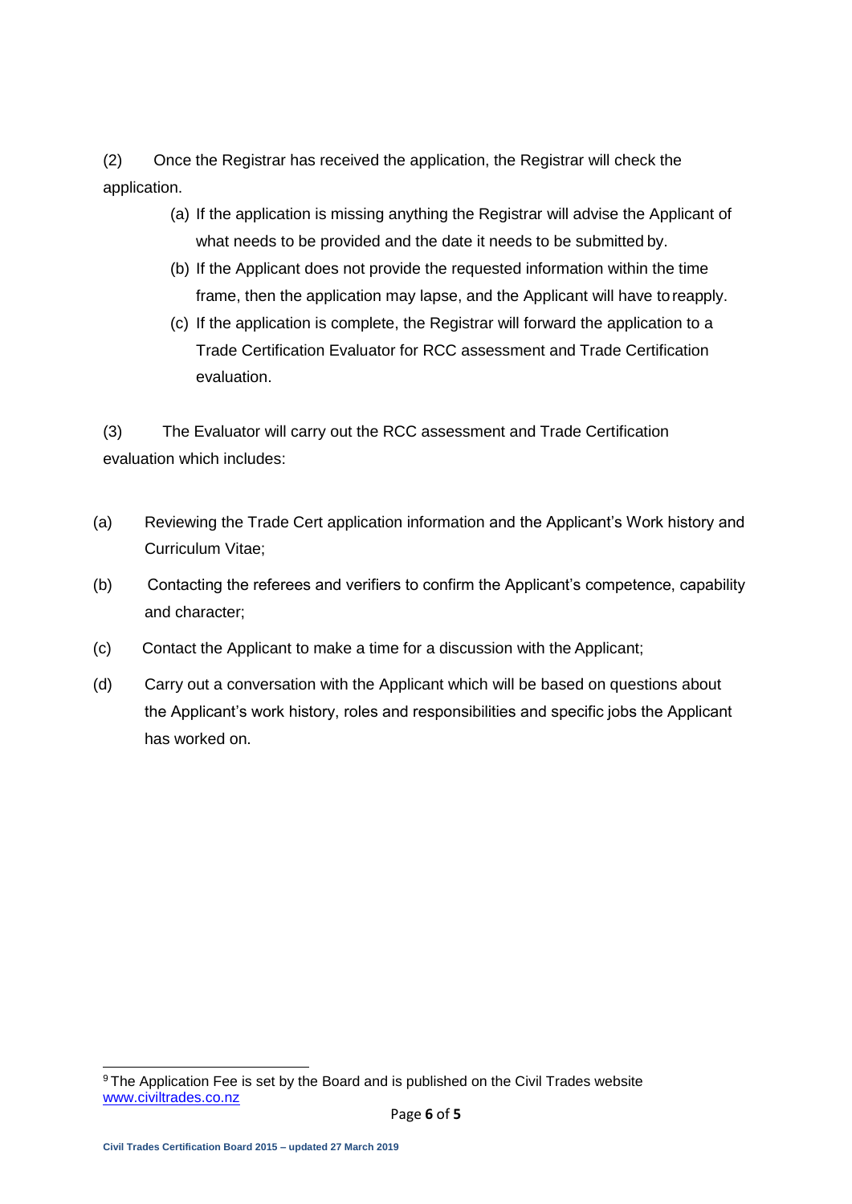(2) Once the Registrar has received the application, the Registrar will check the application.

- (a) If the application is missing anything the Registrar will advise the Applicant of what needs to be provided and the date it needs to be submitted by.
- (b) If the Applicant does not provide the requested information within the time frame, then the application may lapse, and the Applicant will have to reapply.
- (c) If the application is complete, the Registrar will forward the application to a Trade Certification Evaluator for RCC assessment and Trade Certification evaluation.

(3) The Evaluator will carry out the RCC assessment and Trade Certification evaluation which includes:

- (a) Reviewing the Trade Cert application information and the Applicant's Work history and Curriculum Vitae;
- (b) Contacting the referees and verifiers to confirm the Applicant's competence, capability and character;
- (c) Contact the Applicant to make a time for a discussion with the Applicant;
- (d) Carry out a conversation with the Applicant which will be based on questions about the Applicant's work history, roles and responsibilities and specific jobs the Applicant has worked on.

---

[9] The Application Fee is set by the Board and is published on the Civil Trades website www.civiltrades.co.nz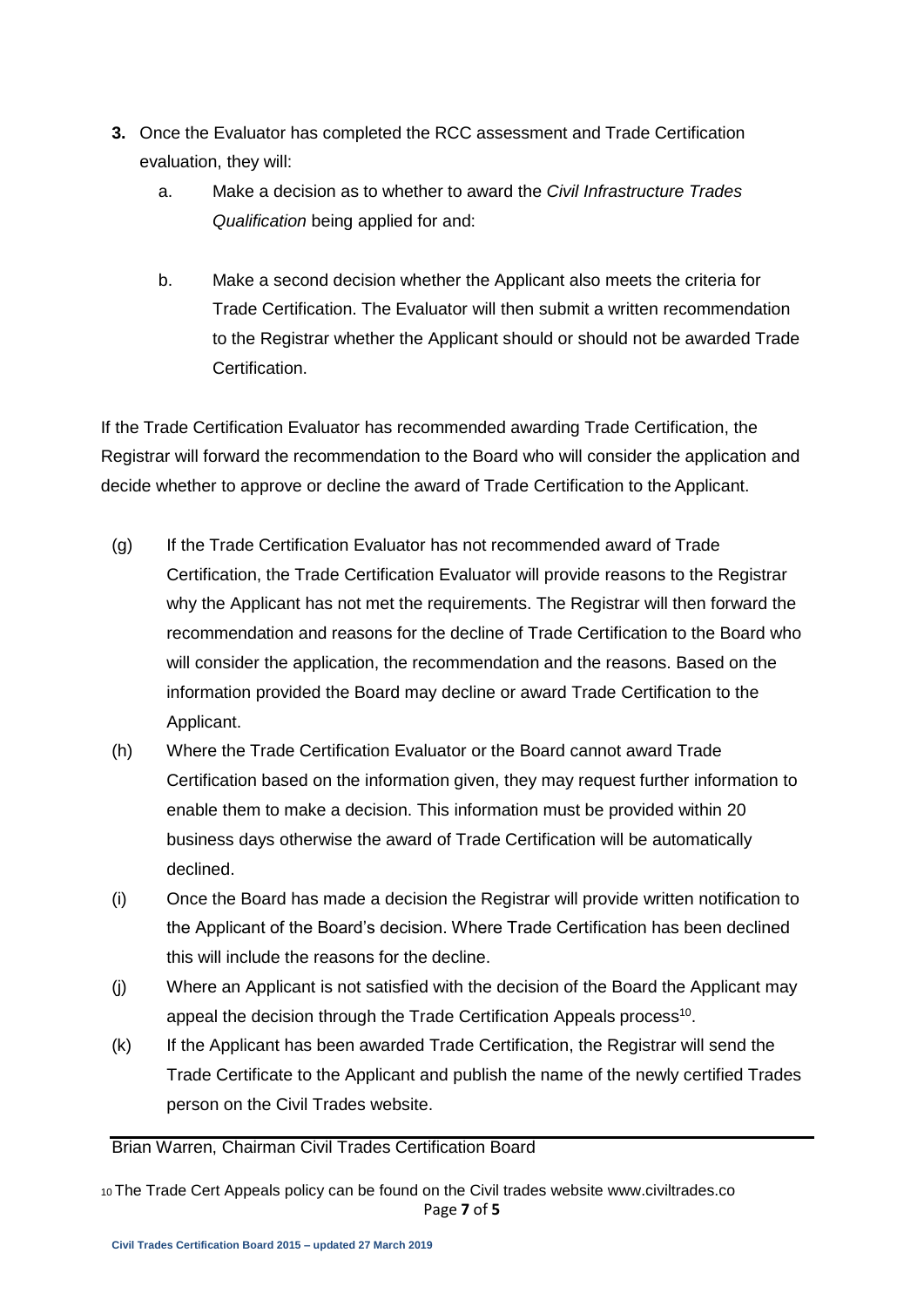3. Once the Evaluator has completed the RCC assessment and Trade Certification evaluation, they will:

   a. Make a decision as to whether to award the *Civil Infrastructure Trades Qualification* being applied for and:

   b. Make a second decision whether the Applicant also meets the criteria for Trade Certification. The Evaluator will then submit a written recommendation to the Registrar whether the Applicant should or should not be awarded Trade Certification.

If the Trade Certification Evaluator has recommended awarding Trade Certification, the Registrar will forward the recommendation to the Board who will consider the application and decide whether to approve or decline the award of Trade Certification to the Applicant.

(g) If the Trade Certification Evaluator has not recommended award of Trade Certification, the Trade Certification Evaluator will provide reasons to the Registrar why the Applicant has not met the requirements. The Registrar will then forward the recommendation and reasons for the decline of Trade Certification to the Board who will consider the application, the recommendation and the reasons. Based on the information provided the Board may decline or award Trade Certification to the Applicant.

(h) Where the Trade Certification Evaluator or the Board cannot award Trade Certification based on the information given, they may request further information to enable them to make a decision. This information must be provided within 20 business days otherwise the award of Trade Certification will be automatically declined.

(i) Once the Board has made a decision the Registrar will provide written notification to the Applicant of the Board's decision. Where Trade Certification has been declined this will include the reasons for the decline.

(j) Where an Applicant is not satisfied with the decision of the Board the Applicant may appeal the decision through the Trade Certification Appeals process[10].

(k) If the Applicant has been awarded Trade Certification, the Registrar will send the Trade Certificate to the Applicant and publish the name of the newly certified Trades person on the Civil Trades website.

Brian Warren, Chairman Civil Trades Certification Board

[10] The Trade Cert Appeals policy can be found on the Civil trades website www.civiltrades.co